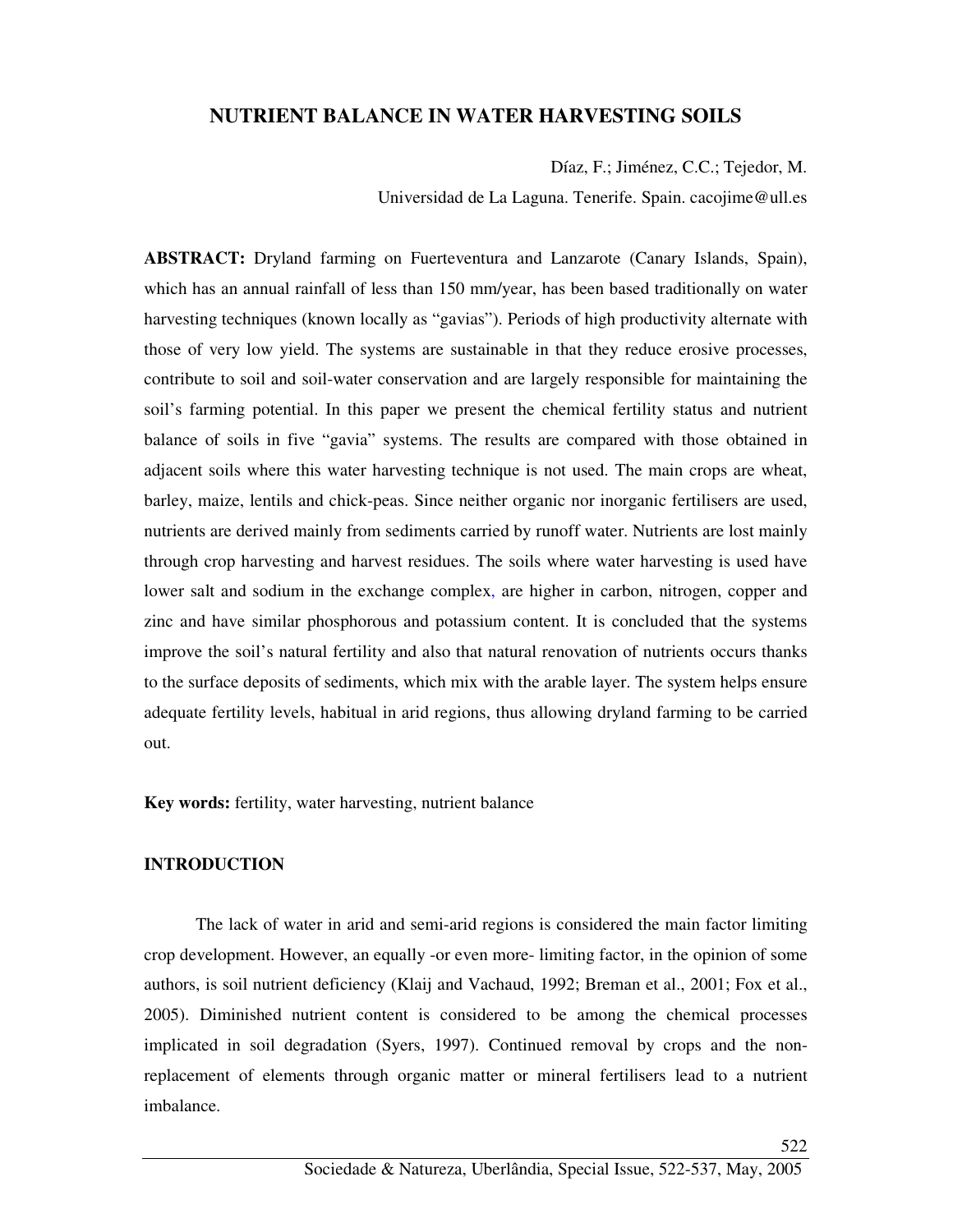# NUTRIENT BALANCE IN WATER HARVESTING SOILS

Díaz, F.; Jiménez, C.C.; Tejedor, M.

Universidad de La Laguna. Tenerife. Spain. cacojime@ull.es

**ABSTRACT:** Dryland farming on Fuerteventura and Lanzarote (Canary Islands, Spain), which has an annual rainfall of less than 150 mm/year, has been based traditionally on water harvesting techniques (known locally as "gavias"). Periods of high productivity alternate with those of very low yield. The systems are sustainable in that they reduce erosive processes, contribute to soil and soil-water conservation and are largely responsible for maintaining the soil's farming potential. In this paper we present the chemical fertility status and nutrient balance of soils in five "gavia" systems. The results are compared with those obtained in adjacent soils where this water harvesting technique is not used. The main crops are wheat, barley, maize, lentils and chick-peas. Since neither organic nor inorganic fertilisers are used, nutrients are derived mainly from sediments carried by runoff water. Nutrients are lost mainly through crop harvesting and harvest residues. The soils where water harvesting is used have lower salt and sodium in the exchange complex, are higher in carbon, nitrogen, copper and zinc and have similar phosphorous and potassium content. It is concluded that the systems improve the soil's natural fertility and also that natural renovation of nutrients occurs thanks to the surface deposits of sediments, which mix with the arable layer. The system helps ensure adequate fertility levels, habitual in arid regions, thus allowing dryland farming to be carried out.

**Key words:** fertility, water harvesting, nutrient balance

## INTRODUCTION

The lack of water in arid and semi-arid regions is considered the main factor limiting crop development. However, an equally -or even more- limiting factor, in the opinion of some authors, is soil nutrient deficiency (Klaij and Vachaud, 1992; Breman et al., 2001; Fox et al., 2005). Diminished nutrient content is considered to be among the chemical processes implicated in soil degradation (Syers, 1997). Continued removal by crops and the non-replacement of elements through organic matter or mineral fertilisers lead to a nutrient imbalance.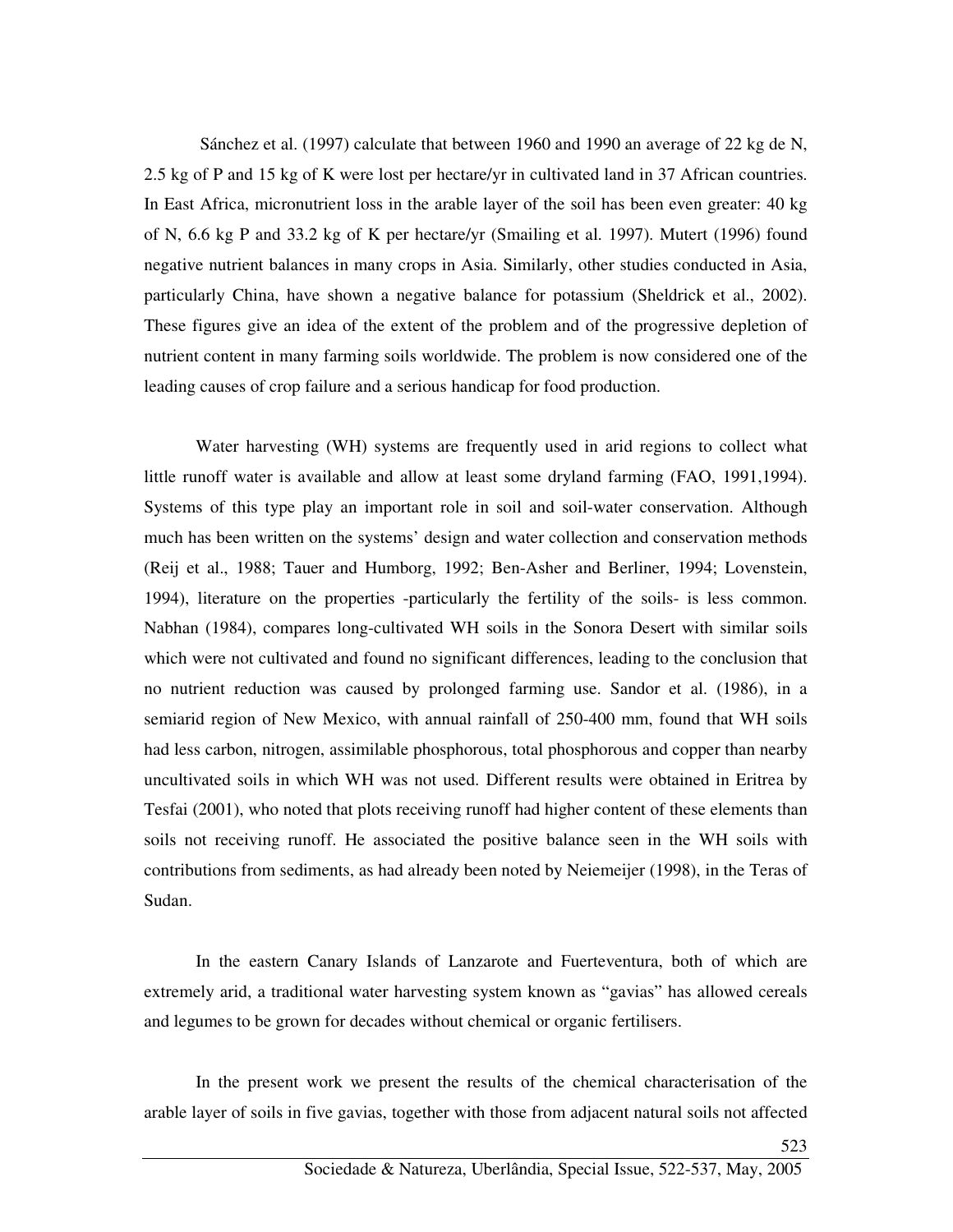Sánchez et al. (1997) calculate that between 1960 and 1990 an average of 22 kg de N, 2.5 kg of P and 15 kg of K were lost per hectare/yr in cultivated land in 37 African countries. In East Africa, micronutrient loss in the arable layer of the soil has been even greater: 40 kg of N, 6.6 kg P and 33.2 kg of K per hectare/yr (Smailing et al. 1997). Mutert (1996) found negative nutrient balances in many crops in Asia. Similarly, other studies conducted in Asia, particularly China, have shown a negative balance for potassium (Sheldrick et al., 2002). These figures give an idea of the extent of the problem and of the progressive depletion of nutrient content in many farming soils worldwide. The problem is now considered one of the leading causes of crop failure and a serious handicap for food production.

Water harvesting (WH) systems are frequently used in arid regions to collect what little runoff water is available and allow at least some dryland farming (FAO, 1991,1994). Systems of this type play an important role in soil and soil-water conservation. Although much has been written on the systems' design and water collection and conservation methods (Reij et al., 1988; Tauer and Humborg, 1992; Ben-Asher and Berliner, 1994; Lovenstein, 1994), literature on the properties -particularly the fertility of the soils- is less common. Nabhan (1984), compares long-cultivated WH soils in the Sonora Desert with similar soils which were not cultivated and found no significant differences, leading to the conclusion that no nutrient reduction was caused by prolonged farming use. Sandor et al. (1986), in a semiarid region of New Mexico, with annual rainfall of 250-400 mm, found that WH soils had less carbon, nitrogen, assimilable phosphorous, total phosphorous and copper than nearby uncultivated soils in which WH was not used. Different results were obtained in Eritrea by Tesfai (2001), who noted that plots receiving runoff had higher content of these elements than soils not receiving runoff. He associated the positive balance seen in the WH soils with contributions from sediments, as had already been noted by Neiemeijer (1998), in the Teras of Sudan.

In the eastern Canary Islands of Lanzarote and Fuerteventura, both of which are extremely arid, a traditional water harvesting system known as "gavias" has allowed cereals and legumes to be grown for decades without chemical or organic fertilisers.

In the present work we present the results of the chemical characterisation of the arable layer of soils in five gavias, together with those from adjacent natural soils not affected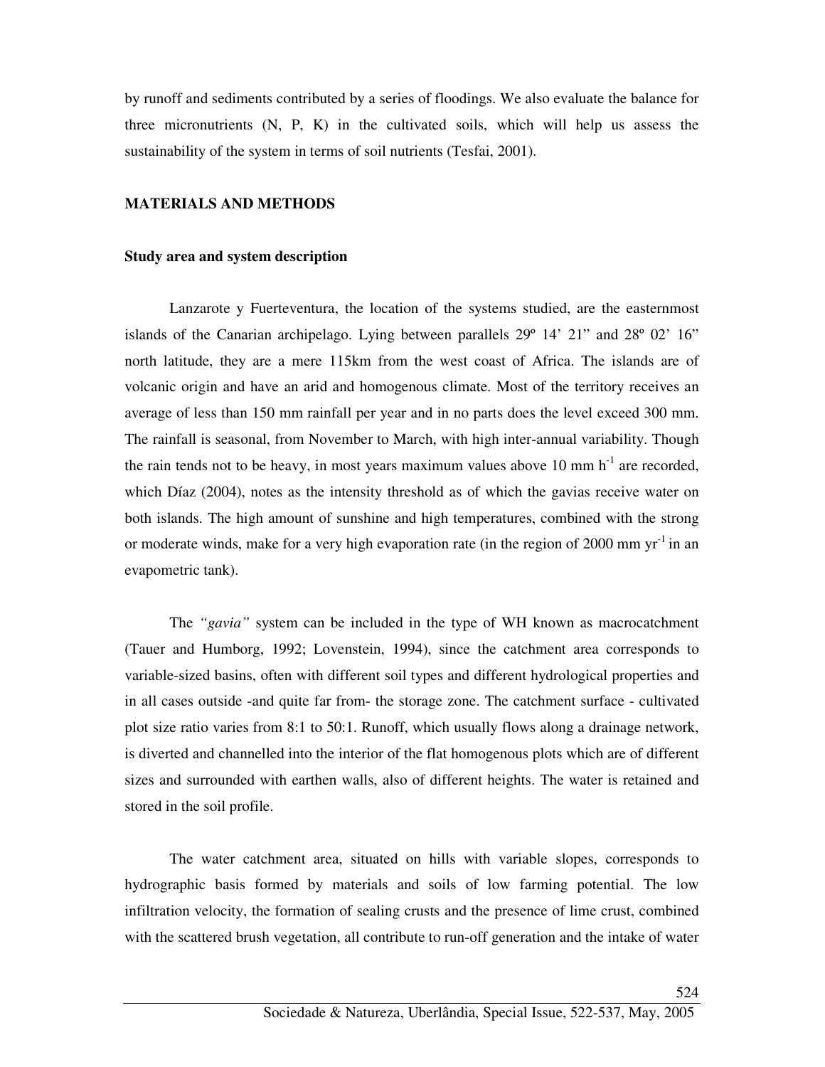by runoff and sediments contributed by a series of floodings. We also evaluate the balance for three micronutrients (N, P, K) in the cultivated soils, which will help us assess the sustainability of the system in terms of soil nutrients (Tesfai, 2001).

## MATERIALS AND METHODS

### Study area and system description

Lanzarote y Fuerteventura, the location of the systems studied, are the easternmost islands of the Canarian archipelago. Lying between parallels 29º 14' 21" and 28º 02' 16" north latitude, they are a mere 115km from the west coast of Africa. The islands are of volcanic origin and have an arid and homogenous climate. Most of the territory receives an average of less than 150 mm rainfall per year and in no parts does the level exceed 300 mm. The rainfall is seasonal, from November to March, with high inter-annual variability. Though the rain tends not to be heavy, in most years maximum values above 10 mm $h^{-1}$ are recorded, which Díaz (2004), notes as the intensity threshold as of which the gavias receive water on both islands. The high amount of sunshine and high temperatures, combined with the strong or moderate winds, make for a very high evaporation rate (in the region of 2000 mm $yr^{-1}$ in an evapometric tank).

The *"gavia"* system can be included in the type of WH known as macrocatchment (Tauer and Humborg, 1992; Lovenstein, 1994), since the catchment area corresponds to variable-sized basins, often with different soil types and different hydrological properties and in all cases outside -and quite far from- the storage zone. The catchment surface - cultivated plot size ratio varies from 8:1 to 50:1. Runoff, which usually flows along a drainage network, is diverted and channelled into the interior of the flat homogenous plots which are of different sizes and surrounded with earthen walls, also of different heights. The water is retained and stored in the soil profile.

The water catchment area, situated on hills with variable slopes, corresponds to hydrographic basis formed by materials and soils of low farming potential. The low infiltration velocity, the formation of sealing crusts and the presence of lime crust, combined with the scattered brush vegetation, all contribute to run-off generation and the intake of water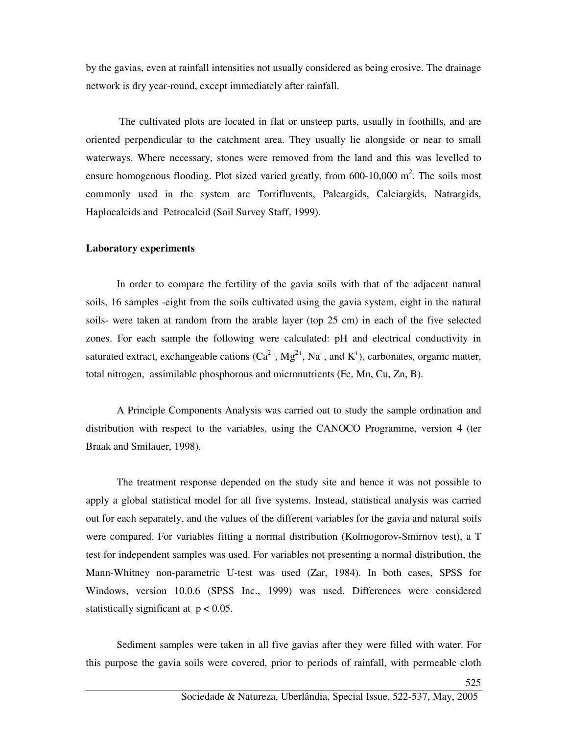by the gavias, even at rainfall intensities not usually considered as being erosive. The drainage network is dry year-round, except immediately after rainfall.

The cultivated plots are located in flat or unsteep parts, usually in foothills, and are oriented perpendicular to the catchment area. They usually lie alongside or near to small waterways. Where necessary, stones were removed from the land and this was levelled to ensure homogenous flooding. Plot sized varied greatly, from 600-10,000 $m^2$. The soils most commonly used in the system are Torrifluvents, Paleargids, Calciargids, Natrargids, Haplocalcids and Petrocalcid (Soil Survey Staff, 1999).

**Laboratory experiments**

In order to compare the fertility of the gavia soils with that of the adjacent natural soils, 16 samples -eight from the soils cultivated using the gavia system, eight in the natural soils- were taken at random from the arable layer (top 25 cm) in each of the five selected zones. For each sample the following were calculated: pH and electrical conductivity in saturated extract, exchangeable cations ($Ca^{2+}$, $Mg^{2+}$, $Na^{+}$, and $K^{+}$), carbonates, organic matter, total nitrogen, assimilable phosphorous and micronutrients (Fe, Mn, Cu, Zn, B).

A Principle Components Analysis was carried out to study the sample ordination and distribution with respect to the variables, using the CANOCO Programme, version 4 (ter Braak and Smilauer, 1998).

The treatment response depended on the study site and hence it was not possible to apply a global statistical model for all five systems. Instead, statistical analysis was carried out for each separately, and the values of the different variables for the gavia and natural soils were compared. For variables fitting a normal distribution (Kolmogorov-Smirnov test), a T test for independent samples was used. For variables not presenting a normal distribution, the Mann-Whitney non-parametric U-test was used (Zar, 1984). In both cases, SPSS for Windows, version 10.0.6 (SPSS Inc., 1999) was used. Differences were considered statistically significant at $p < 0.05$.

Sediment samples were taken in all five gavias after they were filled with water. For this purpose the gavia soils were covered, prior to periods of rainfall, with permeable cloth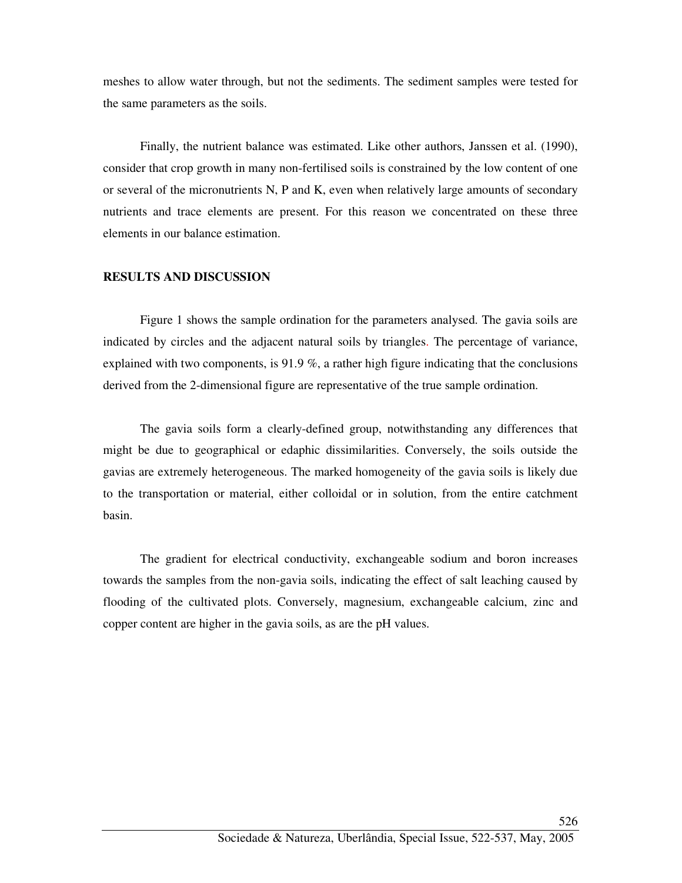meshes to allow water through, but not the sediments. The sediment samples were tested for the same parameters as the soils.

Finally, the nutrient balance was estimated. Like other authors, Janssen et al. (1990), consider that crop growth in many non-fertilised soils is constrained by the low content of one or several of the micronutrients N, P and K, even when relatively large amounts of secondary nutrients and trace elements are present. For this reason we concentrated on these three elements in our balance estimation.

**RESULTS AND DISCUSSION**

Figure 1 shows the sample ordination for the parameters analysed. The gavia soils are indicated by circles and the adjacent natural soils by triangles. The percentage of variance, explained with two components, is 91.9 %, a rather high figure indicating that the conclusions derived from the 2-dimensional figure are representative of the true sample ordination.

The gavia soils form a clearly-defined group, notwithstanding any differences that might be due to geographical or edaphic dissimilarities. Conversely, the soils outside the gavias are extremely heterogeneous. The marked homogeneity of the gavia soils is likely due to the transportation or material, either colloidal or in solution, from the entire catchment basin.

The gradient for electrical conductivity, exchangeable sodium and boron increases towards the samples from the non-gavia soils, indicating the effect of salt leaching caused by flooding of the cultivated plots. Conversely, magnesium, exchangeable calcium, zinc and copper content are higher in the gavia soils, as are the pH values.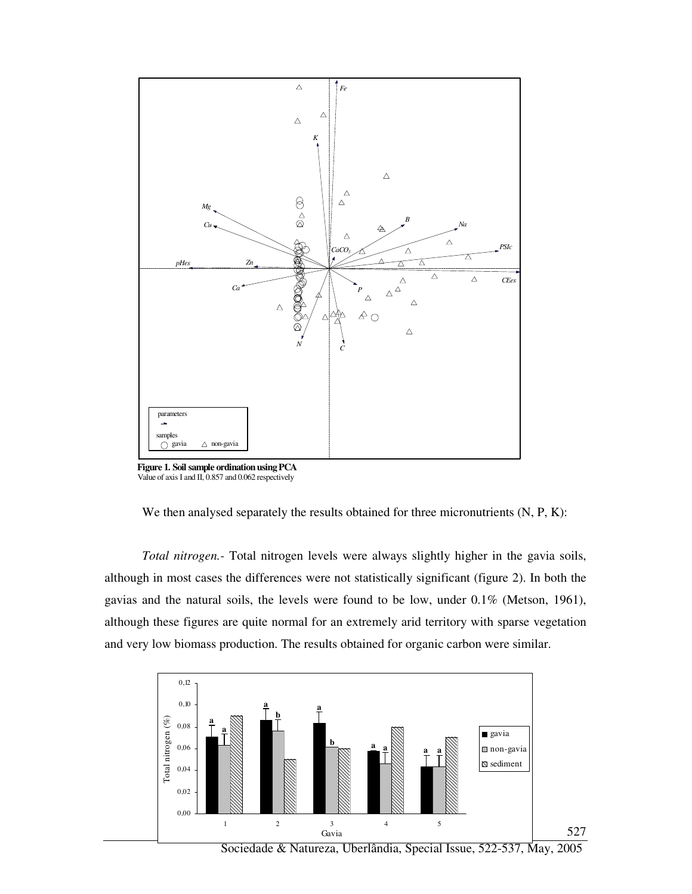**Figure 1. Soil sample ordination using PCA**
Value of axis I and II, 0.857 and 0.062 respectively

We then analysed separately the results obtained for three micronutrients (N, P, K):

*Total nitrogen.-* Total nitrogen levels were always slightly higher in the gavia soils, although in most cases the differences were not statistically significant (figure 2). In both the gavias and the natural soils, the levels were found to be low, under 0.1% (Metson, 1961), although these figures are quite normal for an extremely arid territory with sparse vegetation and very low biomass production. The results obtained for organic carbon were similar.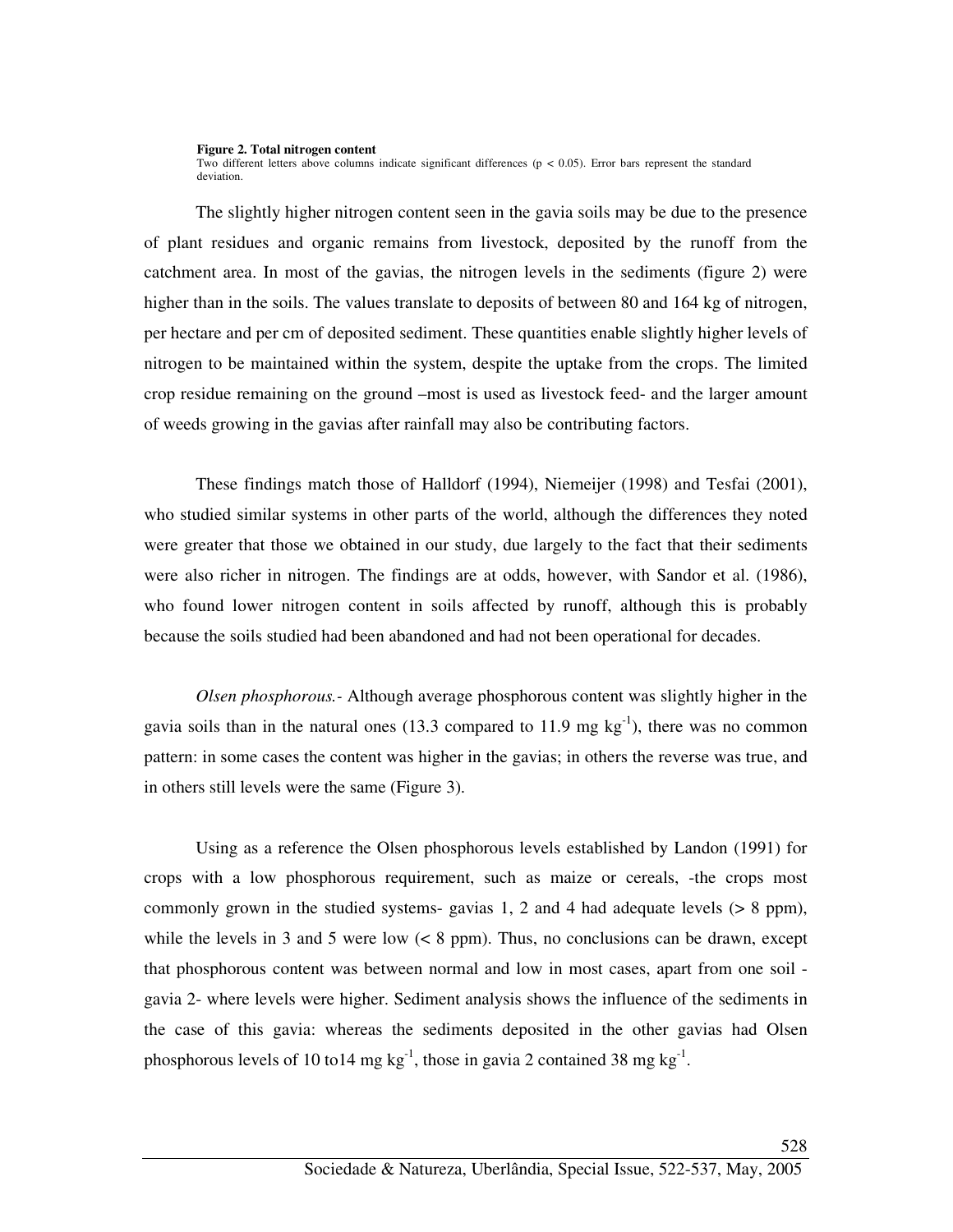**Figure 2. Total nitrogen content**
Two different letters above columns indicate significant differences ($p < 0.05$). Error bars represent the standard deviation.

The slightly higher nitrogen content seen in the gavia soils may be due to the presence of plant residues and organic remains from livestock, deposited by the runoff from the catchment area. In most of the gavias, the nitrogen levels in the sediments (figure 2) were higher than in the soils. The values translate to deposits of between 80 and 164 kg of nitrogen, per hectare and per cm of deposited sediment. These quantities enable slightly higher levels of nitrogen to be maintained within the system, despite the uptake from the crops. The limited crop residue remaining on the ground –most is used as livestock feed- and the larger amount of weeds growing in the gavias after rainfall may also be contributing factors.

These findings match those of Halldorf (1994), Niemeijer (1998) and Tesfai (2001), who studied similar systems in other parts of the world, although the differences they noted were greater that those we obtained in our study, due largely to the fact that their sediments were also richer in nitrogen. The findings are at odds, however, with Sandor et al. (1986), who found lower nitrogen content in soils affected by runoff, although this is probably because the soils studied had been abandoned and had not been operational for decades.

*Olsen phosphorous.*- Although average phosphorous content was slightly higher in the gavia soils than in the natural ones (13.3 compared to 11.9 mg $kg^{-1}$), there was no common pattern: in some cases the content was higher in the gavias; in others the reverse was true, and in others still levels were the same (Figure 3).

Using as a reference the Olsen phosphorous levels established by Landon (1991) for crops with a low phosphorous requirement, such as maize or cereals, -the crops most commonly grown in the studied systems- gavias 1, 2 and 4 had adequate levels (> 8 ppm), while the levels in 3 and 5 were low (< 8 ppm). Thus, no conclusions can be drawn, except that phosphorous content was between normal and low in most cases, apart from one soil -gavia 2- where levels were higher. Sediment analysis shows the influence of the sediments in the case of this gavia: whereas the sediments deposited in the other gavias had Olsen phosphorous levels of 10 to14 mg $kg^{-1}$, those in gavia 2 contained 38 mg $kg^{-1}$.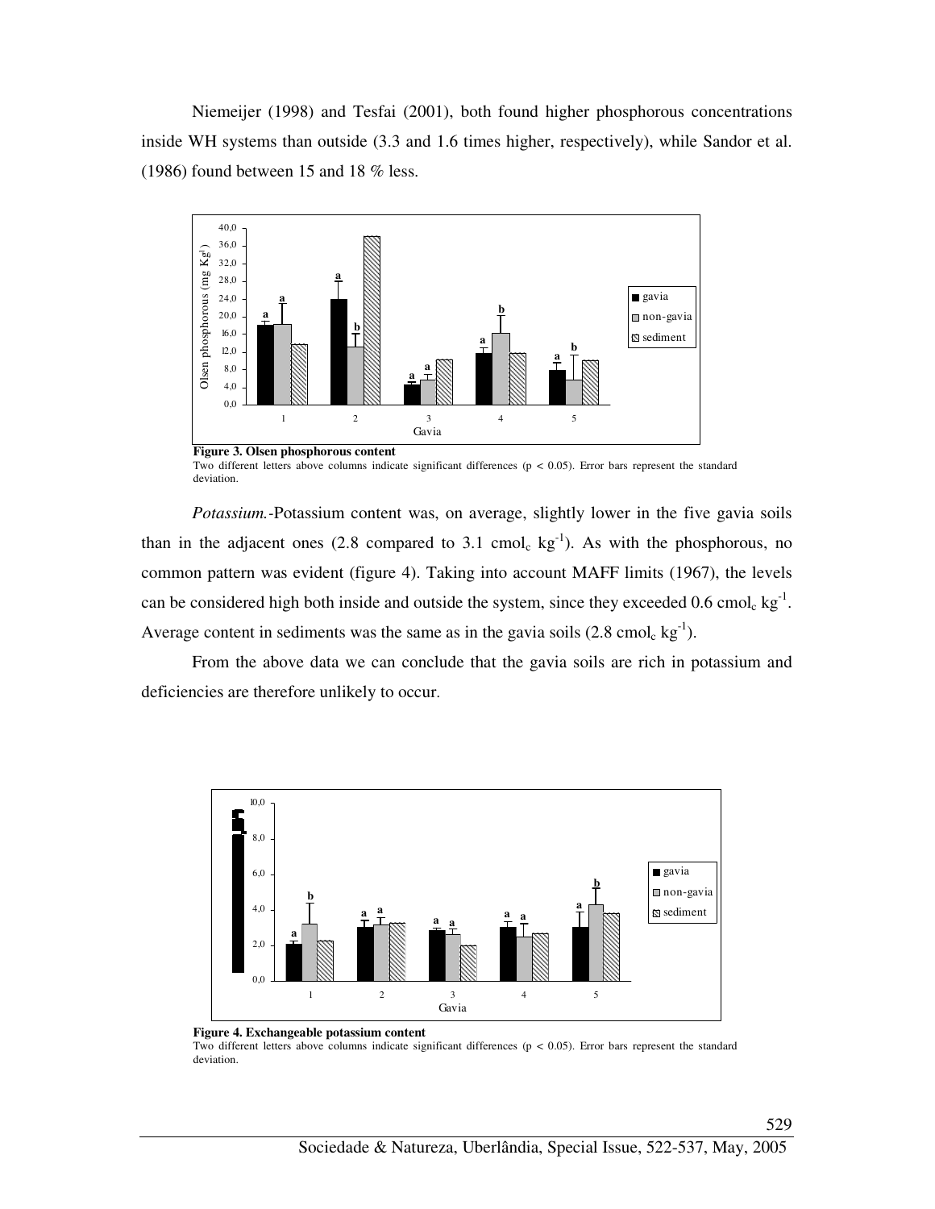Niemeijer (1998) and Tesfai (2001), both found higher phosphorous concentrations inside WH systems than outside (3.3 and 1.6 times higher, respectively), while Sandor et al. (1986) found between 15 and 18 % less.

**Figure 3. Olsen phosphorous content**
Two different letters above columns indicate significant differences ($p < 0.05$). Error bars represent the standard deviation.

*Potassium.*-Potassium content was, on average, slightly lower in the five gavia soils than in the adjacent ones (2.8 compared to 3.1 $cmol_c\ kg^{-1}$). As with the phosphorous, no common pattern was evident (figure 4). Taking into account MAFF limits (1967), the levels can be considered high both inside and outside the system, since they exceeded 0.6 $cmol_c\ kg^{-1}$. Average content in sediments was the same as in the gavia soils (2.8 $cmol_c\ kg^{-1}$).

From the above data we can conclude that the gavia soils are rich in potassium and deficiencies are therefore unlikely to occur.

**Figure 4. Exchangeable potassium content**
Two different letters above columns indicate significant differences ($p < 0.05$). Error bars represent the standard deviation.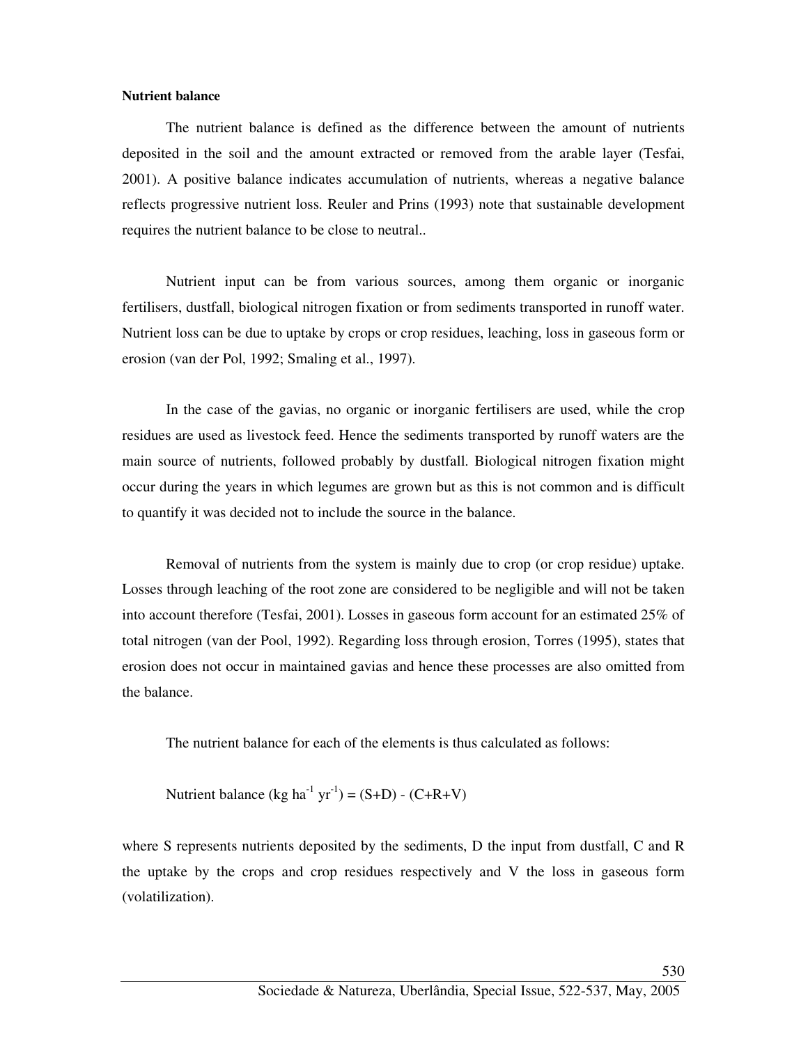**Nutrient balance**

The nutrient balance is defined as the difference between the amount of nutrients deposited in the soil and the amount extracted or removed from the arable layer (Tesfai, 2001). A positive balance indicates accumulation of nutrients, whereas a negative balance reflects progressive nutrient loss. Reuler and Prins (1993) note that sustainable development requires the nutrient balance to be close to neutral..

Nutrient input can be from various sources, among them organic or inorganic fertilisers, dustfall, biological nitrogen fixation or from sediments transported in runoff water. Nutrient loss can be due to uptake by crops or crop residues, leaching, loss in gaseous form or erosion (van der Pol, 1992; Smaling et al., 1997).

In the case of the gavias, no organic or inorganic fertilisers are used, while the crop residues are used as livestock feed. Hence the sediments transported by runoff waters are the main source of nutrients, followed probably by dustfall. Biological nitrogen fixation might occur during the years in which legumes are grown but as this is not common and is difficult to quantify it was decided not to include the source in the balance.

Removal of nutrients from the system is mainly due to crop (or crop residue) uptake. Losses through leaching of the root zone are considered to be negligible and will not be taken into account therefore (Tesfai, 2001). Losses in gaseous form account for an estimated 25% of total nitrogen (van der Pool, 1992). Regarding loss through erosion, Torres (1995), states that erosion does not occur in maintained gavias and hence these processes are also omitted from the balance.

The nutrient balance for each of the elements is thus calculated as follows:

$$\text{Nutrient balance (kg ha}^{-1}\text{ yr}^{-1}) = (S+D) - (C+R+V)$$

where S represents nutrients deposited by the sediments, D the input from dustfall, C and R the uptake by the crops and crop residues respectively and V the loss in gaseous form (volatilization).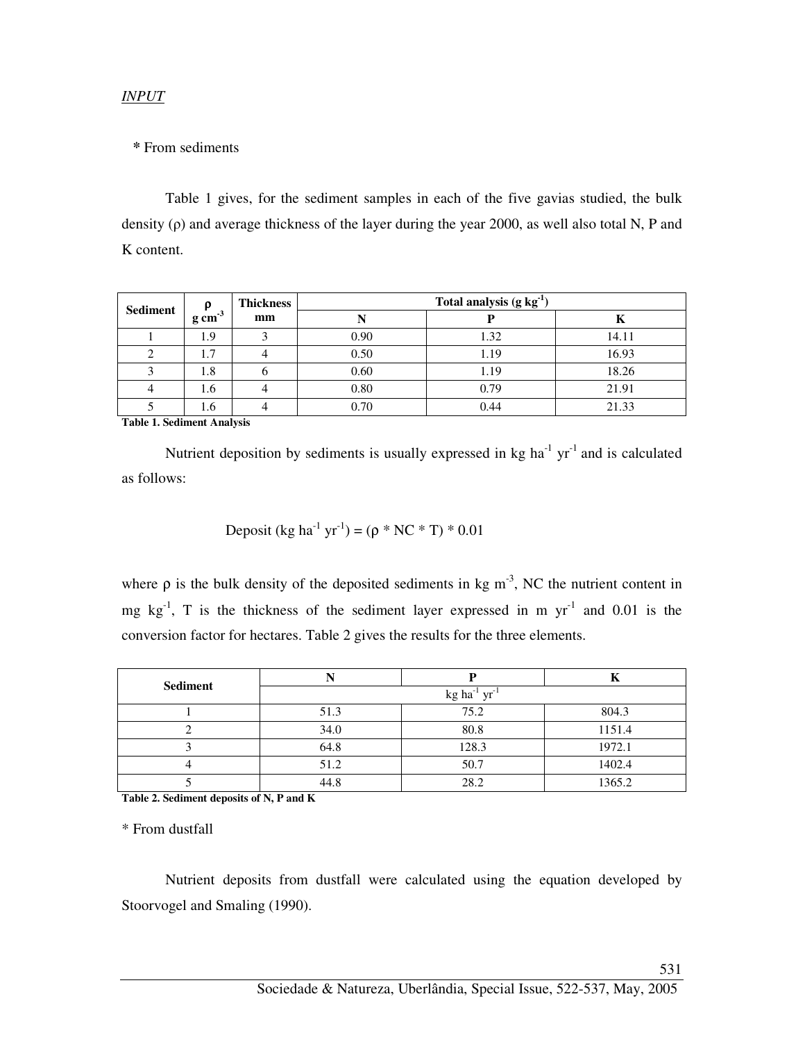*INPUT*

**\*** From sediments

Table 1 gives, for the sediment samples in each of the five gavias studied, the bulk density ($\rho$) and average thickness of the layer during the year 2000, as well also total N, P and K content.

| Sediment | $\rho$ $g\ cm^{-3}$ | Thickness mm | Total analysis ($g\ kg^{-1}$) | | |
|---|---|---|---|---|---|
| | | | N | P | K |
| 1 | 1.9 | 3 | 0.90 | 1.32 | 14.11 |
| 2 | 1.7 | 4 | 0.50 | 1.19 | 16.93 |
| 3 | 1.8 | 6 | 0.60 | 1.19 | 18.26 |
| 4 | 1.6 | 4 | 0.80 | 0.79 | 21.91 |
| 5 | 1.6 | 4 | 0.70 | 0.44 | 21.33 |

**Table 1. Sediment Analysis**

Nutrient deposition by sediments is usually expressed in $kg\ ha^{-1}\ yr^{-1}$ and is calculated as follows:

$$\text{Deposit } (kg\ ha^{-1}\ yr^{-1}) = (\rho * NC * T) * 0.01$$

where $\rho$ is the bulk density of the deposited sediments in $kg\ m^{-3}$, NC the nutrient content in $mg\ kg^{-1}$, T is the thickness of the sediment layer expressed in $m\ yr^{-1}$ and 0.01 is the conversion factor for hectares. Table 2 gives the results for the three elements.

| Sediment | N | P | K |
|---|---|---|---|
| | $kg\ ha^{-1}\ yr^{-1}$ | | |
| 1 | 51.3 | 75.2 | 804.3 |
| 2 | 34.0 | 80.8 | 1151.4 |
| 3 | 64.8 | 128.3 | 1972.1 |
| 4 | 51.2 | 50.7 | 1402.4 |
| 5 | 44.8 | 28.2 | 1365.2 |

**Table 2. Sediment deposits of N, P and K**

\* From dustfall

Nutrient deposits from dustfall were calculated using the equation developed by Stoorvogel and Smaling (1990).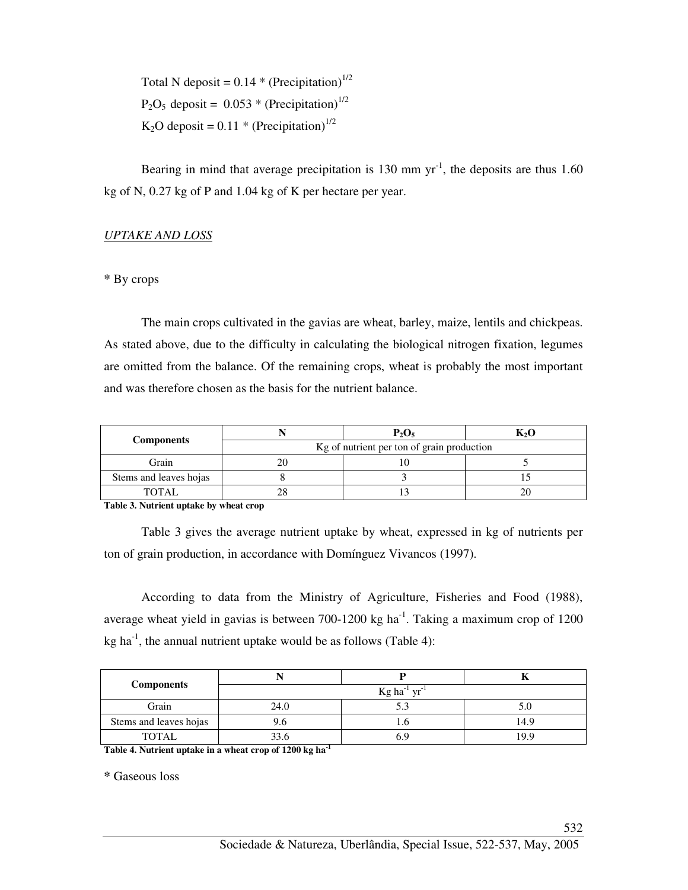Total N deposit = 0.14 * $(\text{Precipitation})^{1/2}$

$P_2O_5$ deposit = 0.053 * $(\text{Precipitation})^{1/2}$

$K_2O$ deposit = 0.11 * $(\text{Precipitation})^{1/2}$

Bearing in mind that average precipitation is 130 mm $yr^{-1}$, the deposits are thus 1.60 kg of N, 0.27 kg of P and 1.04 kg of K per hectare per year.

*UPTAKE AND LOSS*

**\*** By crops

The main crops cultivated in the gavias are wheat, barley, maize, lentils and chickpeas. As stated above, due to the difficulty in calculating the biological nitrogen fixation, legumes are omitted from the balance. Of the remaining crops, wheat is probably the most important and was therefore chosen as the basis for the nutrient balance.

| Components | N | $P_2O_5$ | $K_2O$ |
|---|---|---|---|
| | Kg of nutrient per ton of grain production | | |
| Grain | 20 | 10 | 5 |
| Stems and leaves hojas | 8 | 3 | 15 |
| TOTAL | 28 | 13 | 20 |

**Table 3. Nutrient uptake by wheat crop**

Table 3 gives the average nutrient uptake by wheat, expressed in kg of nutrients per ton of grain production, in accordance with Domínguez Vivancos (1997).

According to data from the Ministry of Agriculture, Fisheries and Food (1988), average wheat yield in gavias is between 700-1200 kg $ha^{-1}$. Taking a maximum crop of 1200 kg $ha^{-1}$, the annual nutrient uptake would be as follows (Table 4):

| Components | N | P | K |
|---|---|---|---|
| | Kg $ha^{-1}$ $yr^{-1}$ | | |
| Grain | 24.0 | 5.3 | 5.0 |
| Stems and leaves hojas | 9.6 | 1.6 | 14.9 |
| TOTAL | 33.6 | 6.9 | 19.9 |

**Table 4. Nutrient uptake in a wheat crop of 1200 kg $ha^{-1}$**

**\*** Gaseous loss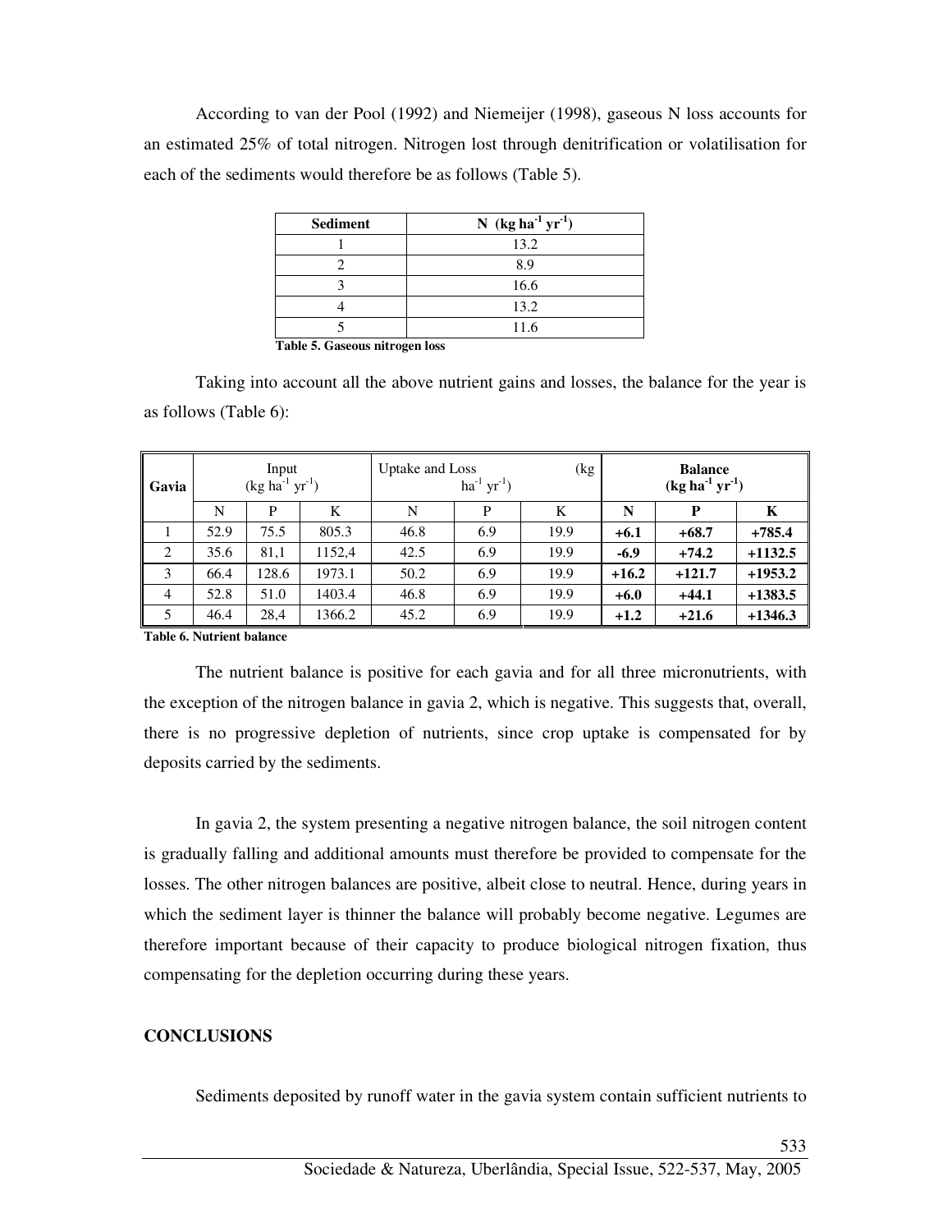According to van der Pool (1992) and Niemeijer (1998), gaseous N loss accounts for an estimated 25% of total nitrogen. Nitrogen lost through denitrification or volatilisation for each of the sediments would therefore be as follows (Table 5).

| Sediment | N (kg ha$^{-1}$ yr$^{-1}$) |
|---|---|
| 1 | 13.2 |
| 2 | 8.9 |
| 3 | 16.6 |
| 4 | 13.2 |
| 5 | 11.6 |

**Table 5. Gaseous nitrogen loss**

Taking into account all the above nutrient gains and losses, the balance for the year is as follows (Table 6):

| Gavia | Input (kg ha$^{-1}$ yr$^{-1}$) | | | Uptake and Loss (kg ha$^{-1}$ yr$^{-1}$) | | | **Balance (kg ha$^{-1}$ yr$^{-1}$)** | | |
|---|---|---|---|---|---|---|---|---|---|
| | N | P | K | N | P | K | **N** | **P** | **K** |
| 1 | 52.9 | 75.5 | 805.3 | 46.8 | 6.9 | 19.9 | **+6.1** | **+68.7** | **+785.4** |
| 2 | 35.6 | 81,1 | 1152,4 | 42.5 | 6.9 | 19.9 | **-6.9** | **+74.2** | **+1132.5** |
| 3 | 66.4 | 128.6 | 1973.1 | 50.2 | 6.9 | 19.9 | **+16.2** | **+121.7** | **+1953.2** |
| 4 | 52.8 | 51.0 | 1403.4 | 46.8 | 6.9 | 19.9 | **+6.0** | **+44.1** | **+1383.5** |
| 5 | 46.4 | 28,4 | 1366.2 | 45.2 | 6.9 | 19.9 | **+1.2** | **+21.6** | **+1346.3** |

**Table 6. Nutrient balance**

The nutrient balance is positive for each gavia and for all three micronutrients, with the exception of the nitrogen balance in gavia 2, which is negative. This suggests that, overall, there is no progressive depletion of nutrients, since crop uptake is compensated for by deposits carried by the sediments.

In gavia 2, the system presenting a negative nitrogen balance, the soil nitrogen content is gradually falling and additional amounts must therefore be provided to compensate for the losses. The other nitrogen balances are positive, albeit close to neutral. Hence, during years in which the sediment layer is thinner the balance will probably become negative. Legumes are therefore important because of their capacity to produce biological nitrogen fixation, thus compensating for the depletion occurring during these years.

## CONCLUSIONS

Sediments deposited by runoff water in the gavia system contain sufficient nutrients to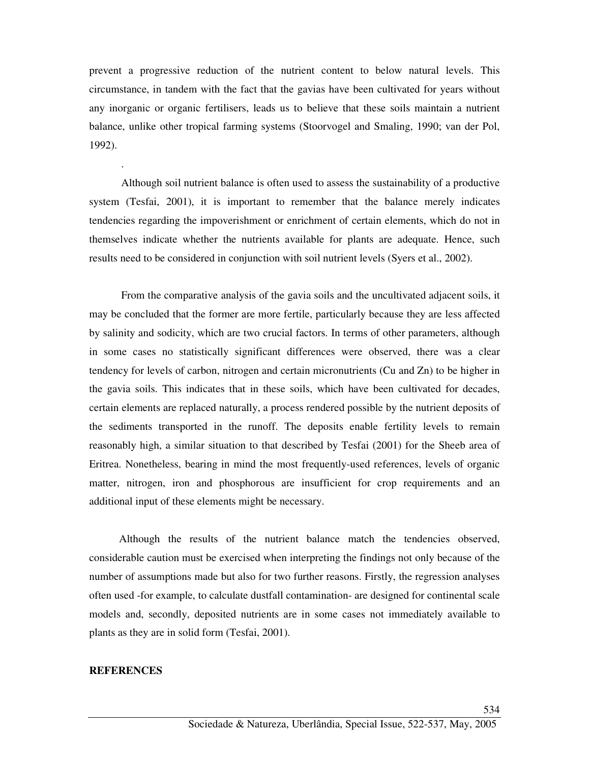prevent a progressive reduction of the nutrient content to below natural levels. This circumstance, in tandem with the fact that the gavias have been cultivated for years without any inorganic or organic fertilisers, leads us to believe that these soils maintain a nutrient balance, unlike other tropical farming systems (Stoorvogel and Smaling, 1990; van der Pol, 1992).

.

Although soil nutrient balance is often used to assess the sustainability of a productive system (Tesfai, 2001), it is important to remember that the balance merely indicates tendencies regarding the impoverishment or enrichment of certain elements, which do not in themselves indicate whether the nutrients available for plants are adequate. Hence, such results need to be considered in conjunction with soil nutrient levels (Syers et al., 2002).

From the comparative analysis of the gavia soils and the uncultivated adjacent soils, it may be concluded that the former are more fertile, particularly because they are less affected by salinity and sodicity, which are two crucial factors. In terms of other parameters, although in some cases no statistically significant differences were observed, there was a clear tendency for levels of carbon, nitrogen and certain micronutrients (Cu and Zn) to be higher in the gavia soils. This indicates that in these soils, which have been cultivated for decades, certain elements are replaced naturally, a process rendered possible by the nutrient deposits of the sediments transported in the runoff. The deposits enable fertility levels to remain reasonably high, a similar situation to that described by Tesfai (2001) for the Sheeb area of Eritrea. Nonetheless, bearing in mind the most frequently-used references, levels of organic matter, nitrogen, iron and phosphorous are insufficient for crop requirements and an additional input of these elements might be necessary.

Although the results of the nutrient balance match the tendencies observed, considerable caution must be exercised when interpreting the findings not only because of the number of assumptions made but also for two further reasons. Firstly, the regression analyses often used -for example, to calculate dustfall contamination- are designed for continental scale models and, secondly, deposited nutrients are in some cases not immediately available to plants as they are in solid form (Tesfai, 2001).

**REFERENCES**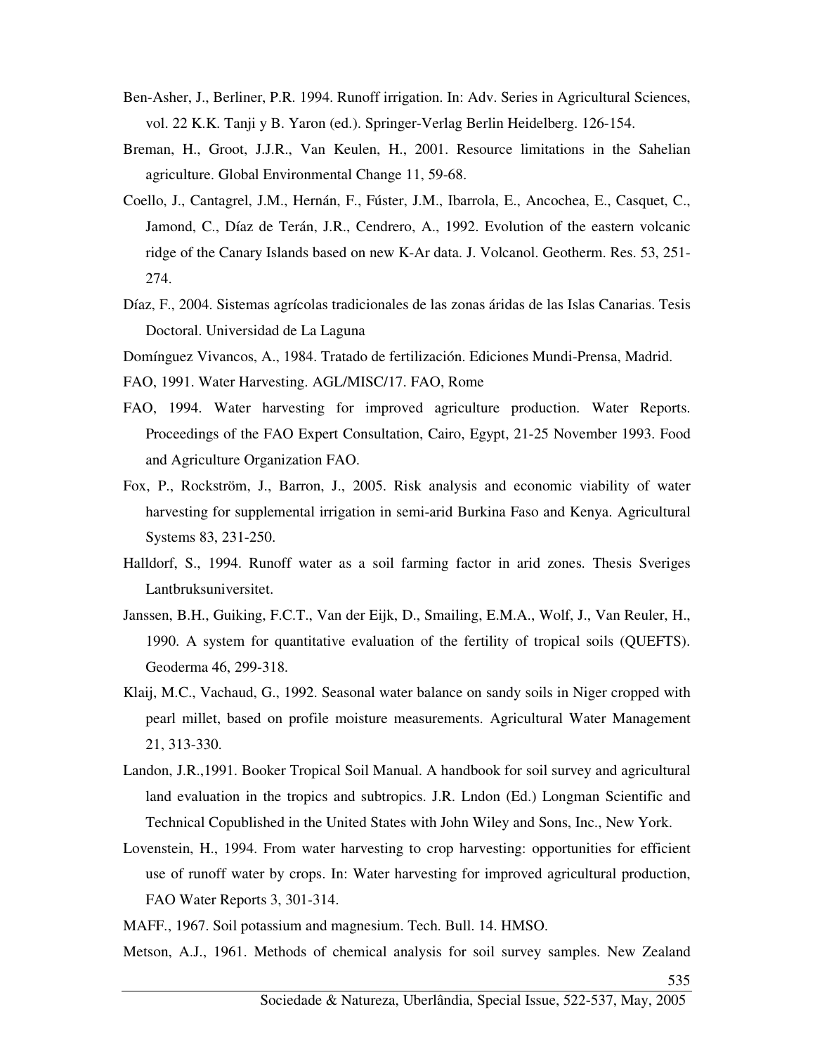Ben-Asher, J., Berliner, P.R. 1994. Runoff irrigation. In: Adv. Series in Agricultural Sciences, vol. 22 K.K. Tanji y B. Yaron (ed.). Springer-Verlag Berlin Heidelberg. 126-154.

Breman, H., Groot, J.J.R., Van Keulen, H., 2001. Resource limitations in the Sahelian agriculture. Global Environmental Change 11, 59-68.

Coello, J., Cantagrel, J.M., Hernán, F., Fúster, J.M., Ibarrola, E., Ancochea, E., Casquet, C., Jamond, C., Díaz de Terán, J.R., Cendrero, A., 1992. Evolution of the eastern volcanic ridge of the Canary Islands based on new K-Ar data. J. Volcanol. Geotherm. Res. 53, 251-274.

Díaz, F., 2004. Sistemas agrícolas tradicionales de las zonas áridas de las Islas Canarias. Tesis Doctoral. Universidad de La Laguna

Domínguez Vivancos, A., 1984. Tratado de fertilización. Ediciones Mundi-Prensa, Madrid.

FAO, 1991. Water Harvesting. AGL/MISC/17. FAO, Rome

FAO, 1994. Water harvesting for improved agriculture production. Water Reports. Proceedings of the FAO Expert Consultation, Cairo, Egypt, 21-25 November 1993. Food and Agriculture Organization FAO.

Fox, P., Rockström, J., Barron, J., 2005. Risk analysis and economic viability of water harvesting for supplemental irrigation in semi-arid Burkina Faso and Kenya. Agricultural Systems 83, 231-250.

Halldorf, S., 1994. Runoff water as a soil farming factor in arid zones. Thesis Sveriges Lantbruksuniversitet.

Janssen, B.H., Guiking, F.C.T., Van der Eijk, D., Smailing, E.M.A., Wolf, J., Van Reuler, H., 1990. A system for quantitative evaluation of the fertility of tropical soils (QUEFTS). Geoderma 46, 299-318.

Klaij, M.C., Vachaud, G., 1992. Seasonal water balance on sandy soils in Niger cropped with pearl millet, based on profile moisture measurements. Agricultural Water Management 21, 313-330.

Landon, J.R.,1991. Booker Tropical Soil Manual. A handbook for soil survey and agricultural land evaluation in the tropics and subtropics. J.R. Lndon (Ed.) Longman Scientific and Technical Copublished in the United States with John Wiley and Sons, Inc., New York.

Lovenstein, H., 1994. From water harvesting to crop harvesting: opportunities for efficient use of runoff water by crops. In: Water harvesting for improved agricultural production, FAO Water Reports 3, 301-314.

MAFF., 1967. Soil potassium and magnesium. Tech. Bull. 14. HMSO.

Metson, A.J., 1961. Methods of chemical analysis for soil survey samples. New Zealand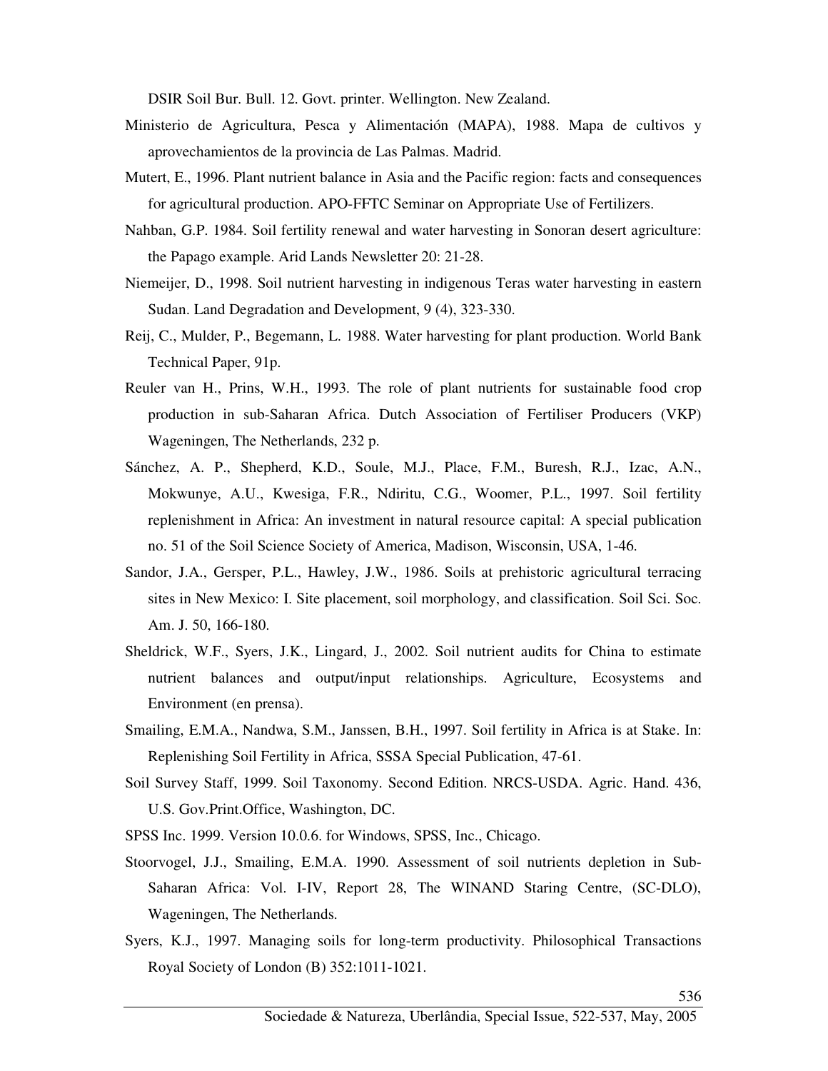DSIR Soil Bur. Bull. 12. Govt. printer. Wellington. New Zealand.

Ministerio de Agricultura, Pesca y Alimentación (MAPA), 1988. Mapa de cultivos y aprovechamientos de la provincia de Las Palmas. Madrid.

Mutert, E., 1996. Plant nutrient balance in Asia and the Pacific region: facts and consequences for agricultural production. APO-FFTC Seminar on Appropriate Use of Fertilizers.

Nahban, G.P. 1984. Soil fertility renewal and water harvesting in Sonoran desert agriculture: the Papago example. Arid Lands Newsletter 20: 21-28.

Niemeijer, D., 1998. Soil nutrient harvesting in indigenous Teras water harvesting in eastern Sudan. Land Degradation and Development, 9 (4), 323-330.

Reij, C., Mulder, P., Begemann, L. 1988. Water harvesting for plant production. World Bank Technical Paper, 91p.

Reuler van H., Prins, W.H., 1993. The role of plant nutrients for sustainable food crop production in sub-Saharan Africa. Dutch Association of Fertiliser Producers (VKP) Wageningen, The Netherlands, 232 p.

Sánchez, A. P., Shepherd, K.D., Soule, M.J., Place, F.M., Buresh, R.J., Izac, A.N., Mokwunye, A.U., Kwesiga, F.R., Ndiritu, C.G., Woomer, P.L., 1997. Soil fertility replenishment in Africa: An investment in natural resource capital: A special publication no. 51 of the Soil Science Society of America, Madison, Wisconsin, USA, 1-46.

Sandor, J.A., Gersper, P.L., Hawley, J.W., 1986. Soils at prehistoric agricultural terracing sites in New Mexico: I. Site placement, soil morphology, and classification. Soil Sci. Soc. Am. J. 50, 166-180.

Sheldrick, W.F., Syers, J.K., Lingard, J., 2002. Soil nutrient audits for China to estimate nutrient balances and output/input relationships. Agriculture, Ecosystems and Environment (en prensa).

Smailing, E.M.A., Nandwa, S.M., Janssen, B.H., 1997. Soil fertility in Africa is at Stake. In: Replenishing Soil Fertility in Africa, SSSA Special Publication, 47-61.

Soil Survey Staff, 1999. Soil Taxonomy. Second Edition. NRCS-USDA. Agric. Hand. 436, U.S. Gov.Print.Office, Washington, DC.

SPSS Inc. 1999. Version 10.0.6. for Windows, SPSS, Inc., Chicago.

Stoorvogel, J.J., Smailing, E.M.A. 1990. Assessment of soil nutrients depletion in Sub-Saharan Africa: Vol. I-IV, Report 28, The WINAND Staring Centre, (SC-DLO), Wageningen, The Netherlands.

Syers, K.J., 1997. Managing soils for long-term productivity. Philosophical Transactions Royal Society of London (B) 352:1011-1021.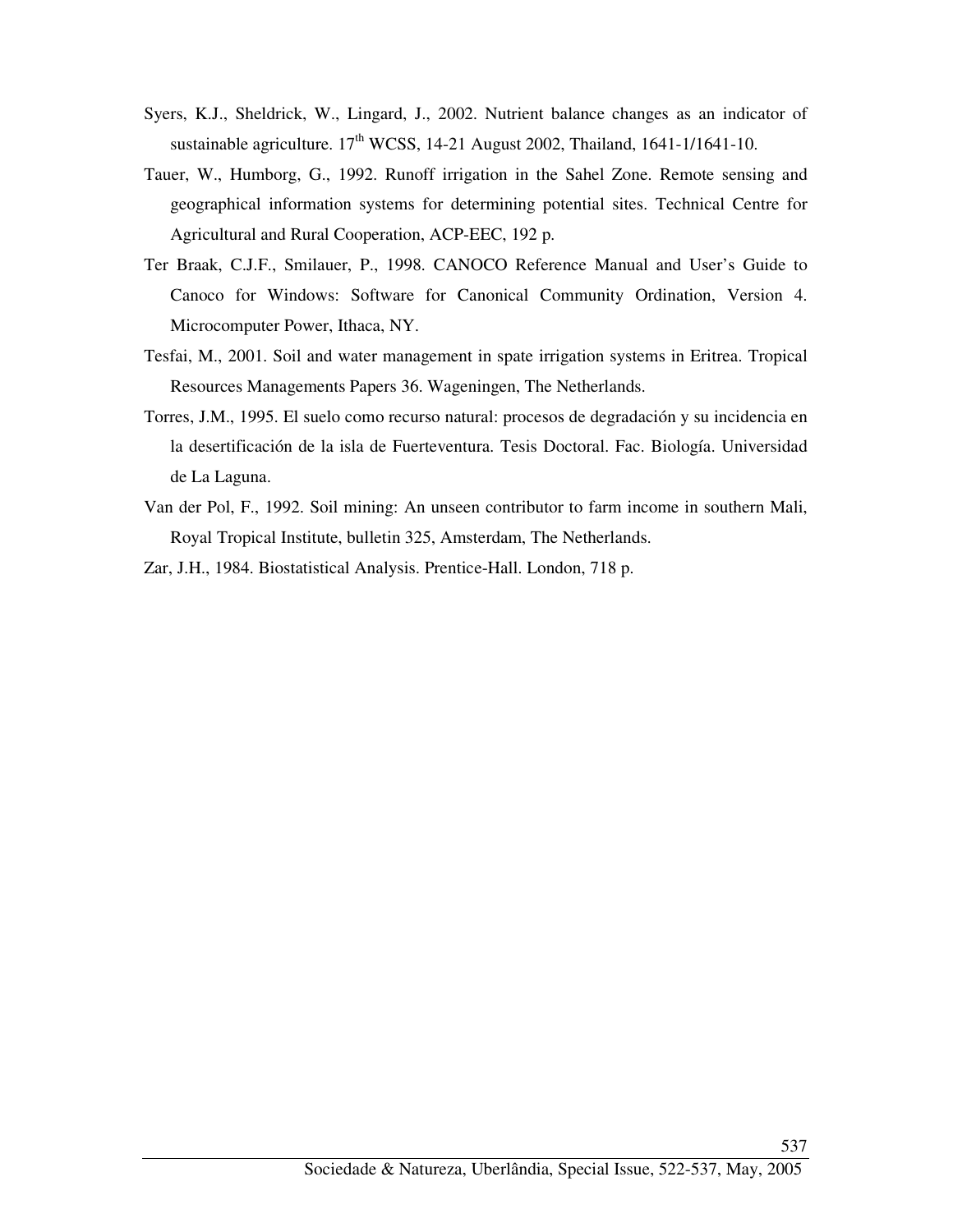Syers, K.J., Sheldrick, W., Lingard, J., 2002. Nutrient balance changes as an indicator of sustainable agriculture. 17th WCSS, 14-21 August 2002, Thailand, 1641-1/1641-10.

Tauer, W., Humborg, G., 1992. Runoff irrigation in the Sahel Zone. Remote sensing and geographical information systems for determining potential sites. Technical Centre for Agricultural and Rural Cooperation, ACP-EEC, 192 p.

Ter Braak, C.J.F., Smilauer, P., 1998. CANOCO Reference Manual and User's Guide to Canoco for Windows: Software for Canonical Community Ordination, Version 4. Microcomputer Power, Ithaca, NY.

Tesfai, M., 2001. Soil and water management in spate irrigation systems in Eritrea. Tropical Resources Managements Papers 36. Wageningen, The Netherlands.

Torres, J.M., 1995. El suelo como recurso natural: procesos de degradación y su incidencia en la desertificación de la isla de Fuerteventura. Tesis Doctoral. Fac. Biología. Universidad de La Laguna.

Van der Pol, F., 1992. Soil mining: An unseen contributor to farm income in southern Mali, Royal Tropical Institute, bulletin 325, Amsterdam, The Netherlands.

Zar, J.H., 1984. Biostatistical Analysis. Prentice-Hall. London, 718 p.